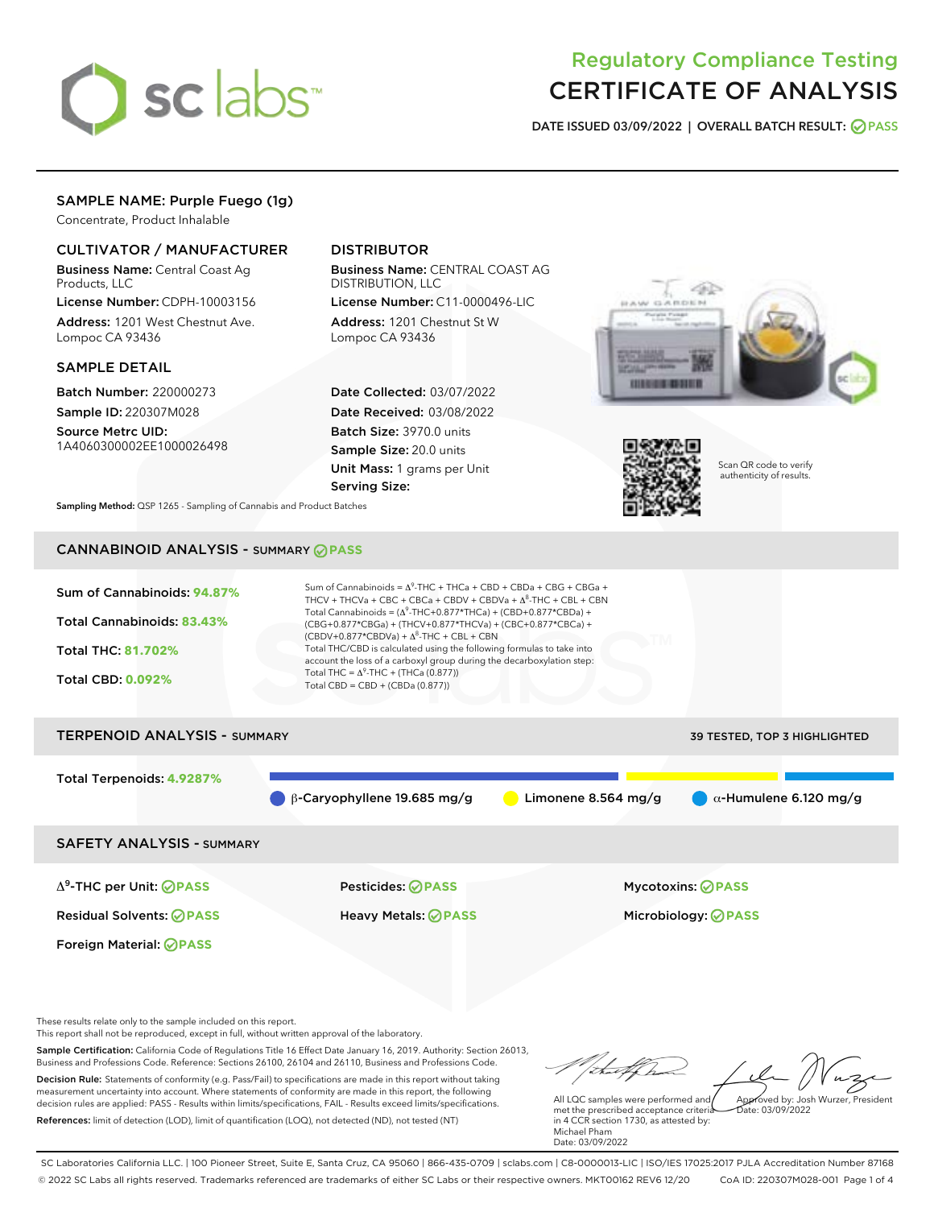# Regulatory Compliance Testing
# CERTIFICATE OF ANALYSIS

**DATE ISSUED 03/09/2022 | OVERALL BATCH RESULT: PASS**

## SAMPLE NAME: Purple Fuego (1g)

Concentrate, Product Inhalable

### CULTIVATOR / MANUFACTURER

**Business Name:** Central Coast Ag Products, LLC

**License Number:** CDPH-10003156

**Address:** 1201 West Chestnut Ave. Lompoc CA 93436

### DISTRIBUTOR

**Business Name:** CENTRAL COAST AG DISTRIBUTION, LLC

**License Number:** C11-0000496-LIC

**Address:** 1201 Chestnut St W Lompoc CA 93436

### SAMPLE DETAIL

**Batch Number:** 220000273

**Sample ID:** 220307M028

**Source Metrc UID:** 1A4060300002EE1000026498

**Date Collected:** 03/07/2022

**Date Received:** 03/08/2022

**Batch Size:** 3970.0 units

**Sample Size:** 20.0 units

**Unit Mass:** 1 grams per Unit

**Serving Size:**

**Sampling Method:** QSP 1265 - Sampling of Cannabis and Product Batches

Scan QR code to verify authenticity of results.

## CANNABINOID ANALYSIS - SUMMARY PASS

**Sum of Cannabinoids:** 94.87%

**Total Cannabinoids:** 83.43%

**Total THC:** 81.702%

**Total CBD:** 0.092%

Sum of Cannabinoids = $\Delta^9$-THC + THCa + CBD + CBDa + CBG + CBGa + THCV + THCVa + CBC + CBCa + CBDV + CBDVa + $\Delta^8$-THC + CBL + CBN

Total Cannabinoids = ($\Delta^9$-THC+0.877*THCa) + (CBD+0.877*CBDa) + (CBG+0.877*CBGa) + (THCV+0.877*THCVa) + (CBC+0.877*CBCa) + (CBDV+0.877*CBDVa) + $\Delta^8$-THC + CBL + CBN

Total THC/CBD is calculated using the following formulas to take into account the loss of a carboxyl group during the decarboxylation step:

Total THC = $\Delta^9$-THC + (THCa (0.877))

Total CBD = CBD + (CBDa (0.877))

## TERPENOID ANALYSIS - SUMMARY

39 TESTED, TOP 3 HIGHLIGHTED

**Total Terpenoids:** 4.9287%

β-Caryophyllene 19.685 mg/g | Limonene 8.564 mg/g | α-Humulene 6.120 mg/g

## SAFETY ANALYSIS - SUMMARY

| | | |
|---|---|---|
| $\Delta^9$-THC per Unit: PASS | Pesticides: PASS | Mycotoxins: PASS |
| Residual Solvents: PASS | Heavy Metals: PASS | Microbiology: PASS |
| Foreign Material: PASS | | |

These results relate only to the sample included on this report.
This report shall not be reproduced, except in full, without written approval of the laboratory.

**Sample Certification:** California Code of Regulations Title 16 Effect Date January 16, 2019. Authority: Section 26013, Business and Professions Code. Reference: Sections 26100, 26104 and 26110, Business and Professions Code.

**Decision Rule:** Statements of conformity (e.g. Pass/Fail) to specifications are made in this report without taking measurement uncertainty into account. Where statements of conformity are made in this report, the following decision rules are applied: PASS - Results within limits/specifications, FAIL - Results exceed limits/specifications.

**References:** limit of detection (LOD), limit of quantification (LOQ), not detected (ND), not tested (NT)

All LQC samples were performed and met the prescribed acceptance criteria in 4 CCR section 1730, as attested by: Michael Pham
Date: 03/09/2022

Approved by: Josh Wurzer, President
Date: 03/09/2022

SC Laboratories California LLC. | 100 Pioneer Street, Suite E, Santa Cruz, CA 95060 | 866-435-0709 | sclabs.com | C8-0000013-LIC | ISO/IES 17025:2017 PJLA Accreditation Number 87168
© 2022 SC Labs all rights reserved. Trademarks referenced are trademarks of either SC Labs or their respective owners. MKT00162 REV6 12/20 CoA ID: 220307M028-001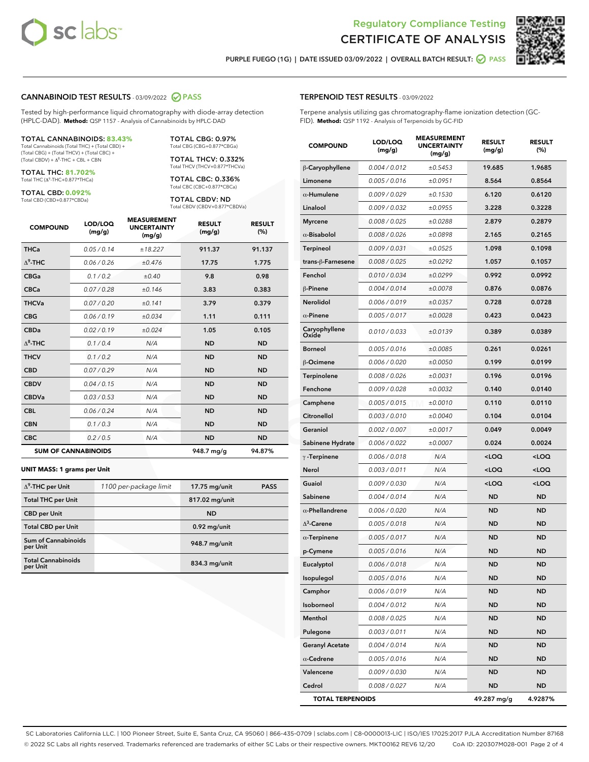Regulatory Compliance Testing
# CERTIFICATE OF ANALYSIS

PURPLE FUEGO (1G) | DATE ISSUED 03/09/2022 | OVERALL BATCH RESULT: PASS

## CANNABINOID TEST RESULTS - 03/09/2022 PASS

Tested by high-performance liquid chromatography with diode-array detection (HPLC-DAD). **Method:** QSP 1157 - Analysis of Cannabinoids by HPLC-DAD

**TOTAL CANNABINOIDS: 83.43%**
Total Cannabinoids (Total THC) + (Total CBD) + (Total CBG) + (Total THCV) + (Total CBC) + (Total CBDV) + Δ8-THC + CBL + CBN

**TOTAL THC: 81.702%**
Total THC (Δ9-THC+0.877*THCa)

**TOTAL CBD: 0.092%**
Total CBD (CBD+0.877*CBDa)

**TOTAL CBG: 0.97%**
Total CBG (CBG+0.877*CBGa)

**TOTAL THCV: 0.332%**
Total THCV (THCV+0.877*THCVa)

**TOTAL CBC: 0.336%**
Total CBC (CBC+0.877*CBCa)

**TOTAL CBDV: ND**
Total CBDV (CBDV+0.877*CBDVa)

| COMPOUND | LOD/LOQ (mg/g) | MEASUREMENT UNCERTAINTY (mg/g) | RESULT (mg/g) | RESULT (%) |
|---|---|---|---|---|
| THCa | 0.05 / 0.14 | ±18.227 | 911.37 | 91.137 |
| Δ9-THC | 0.06 / 0.26 | ±0.476 | 17.75 | 1.775 |
| CBGa | 0.1 / 0.2 | ±0.40 | 9.8 | 0.98 |
| CBCa | 0.07 / 0.28 | ±0.146 | 3.83 | 0.383 |
| THCVa | 0.07 / 0.20 | ±0.141 | 3.79 | 0.379 |
| CBG | 0.06 / 0.19 | ±0.034 | 1.11 | 0.111 |
| CBDa | 0.02 / 0.19 | ±0.024 | 1.05 | 0.105 |
| Δ8-THC | 0.1 / 0.4 | N/A | ND | ND |
| THCV | 0.1 / 0.2 | N/A | ND | ND |
| CBD | 0.07 / 0.29 | N/A | ND | ND |
| CBDV | 0.04 / 0.15 | N/A | ND | ND |
| CBDVa | 0.03 / 0.53 | N/A | ND | ND |
| CBL | 0.06 / 0.24 | N/A | ND | ND |
| CBN | 0.1 / 0.3 | N/A | ND | ND |
| CBC | 0.2 / 0.5 | N/A | ND | ND |
| **SUM OF CANNABINOIDS** | | | **948.7 mg/g** | **94.87%** |

**UNIT MASS: 1 grams per Unit**

| | | | |
|---|---|---|---|
| Δ9-THC per Unit | 1100 per-package limit | 17.75 mg/unit | PASS |
| Total THC per Unit | | 817.02 mg/unit | |
| CBD per Unit | | ND | |
| Total CBD per Unit | | 0.92 mg/unit | |
| Sum of Cannabinoids per Unit | | 948.7 mg/unit | |
| Total Cannabinoids per Unit | | 834.3 mg/unit | |

## TERPENOID TEST RESULTS - 03/09/2022

Terpene analysis utilizing gas chromatography-flame ionization detection (GC-FID). **Method:** QSP 1192 - Analysis of Terpenoids by GC-FID

| COMPOUND | LOD/LOQ (mg/g) | MEASUREMENT UNCERTAINTY (mg/g) | RESULT (mg/g) | RESULT (%) |
|---|---|---|---|---|
| β-Caryophyllene | 0.004 / 0.012 | ±0.5453 | 19.685 | 1.9685 |
| Limonene | 0.005 / 0.016 | ±0.0951 | 8.564 | 0.8564 |
| α-Humulene | 0.009 / 0.029 | ±0.1530 | 6.120 | 0.6120 |
| Linalool | 0.009 / 0.032 | ±0.0955 | 3.228 | 0.3228 |
| Myrcene | 0.008 / 0.025 | ±0.0288 | 2.879 | 0.2879 |
| α-Bisabolol | 0.008 / 0.026 | ±0.0898 | 2.165 | 0.2165 |
| Terpineol | 0.009 / 0.031 | ±0.0525 | 1.098 | 0.1098 |
| trans-β-Farnesene | 0.008 / 0.025 | ±0.0292 | 1.057 | 0.1057 |
| Fenchol | 0.010 / 0.034 | ±0.0299 | 0.992 | 0.0992 |
| β-Pinene | 0.004 / 0.014 | ±0.0078 | 0.876 | 0.0876 |
| Nerolidol | 0.006 / 0.019 | ±0.0357 | 0.728 | 0.0728 |
| α-Pinene | 0.005 / 0.017 | ±0.0028 | 0.423 | 0.0423 |
| Caryophyllene Oxide | 0.010 / 0.033 | ±0.0139 | 0.389 | 0.0389 |
| Borneol | 0.005 / 0.016 | ±0.0085 | 0.261 | 0.0261 |
| β-Ocimene | 0.006 / 0.020 | ±0.0050 | 0.199 | 0.0199 |
| Terpinolene | 0.008 / 0.026 | ±0.0031 | 0.196 | 0.0196 |
| Fenchone | 0.009 / 0.028 | ±0.0032 | 0.140 | 0.0140 |
| Camphene | 0.005 / 0.015 | ±0.0010 | 0.110 | 0.0110 |
| Citronellol | 0.003 / 0.010 | ±0.0040 | 0.104 | 0.0104 |
| Geraniol | 0.002 / 0.007 | ±0.0017 | 0.049 | 0.0049 |
| Sabinene Hydrate | 0.006 / 0.022 | ±0.0007 | 0.024 | 0.0024 |
| γ-Terpinene | 0.006 / 0.018 | N/A | <LOQ | <LOQ |
| Nerol | 0.003 / 0.011 | N/A | <LOQ | <LOQ |
| Guaiol | 0.009 / 0.030 | N/A | <LOQ | <LOQ |
| Sabinene | 0.004 / 0.014 | N/A | ND | ND |
| α-Phellandrene | 0.006 / 0.020 | N/A | ND | ND |
| Δ3-Carene | 0.005 / 0.018 | N/A | ND | ND |
| α-Terpinene | 0.005 / 0.017 | N/A | ND | ND |
| p-Cymene | 0.005 / 0.016 | N/A | ND | ND |
| Eucalyptol | 0.006 / 0.018 | N/A | ND | ND |
| Isopulegol | 0.005 / 0.016 | N/A | ND | ND |
| Camphor | 0.006 / 0.019 | N/A | ND | ND |
| Isoborneol | 0.004 / 0.012 | N/A | ND | ND |
| Menthol | 0.008 / 0.025 | N/A | ND | ND |
| Pulegone | 0.003 / 0.011 | N/A | ND | ND |
| Geranyl Acetate | 0.004 / 0.014 | N/A | ND | ND |
| α-Cedrene | 0.005 / 0.016 | N/A | ND | ND |
| Valencene | 0.009 / 0.030 | N/A | ND | ND |
| Cedrol | 0.008 / 0.027 | N/A | ND | ND |
| **TOTAL TERPENOIDS** | | | **49.287 mg/g** | **4.9287%** |

SC Laboratories California LLC. | 100 Pioneer Street, Suite E, Santa Cruz, CA 95060 | 866-435-0709 | sclabs.com | C8-0000013-LIC | ISO/IES 17025:2017 PJLA Accreditation Number 87168
© 2022 SC Labs all rights reserved. Trademarks referenced are trademarks of either SC Labs or their respective owners. MKT00162 REV6 12/20 CoA ID: 220307M028-001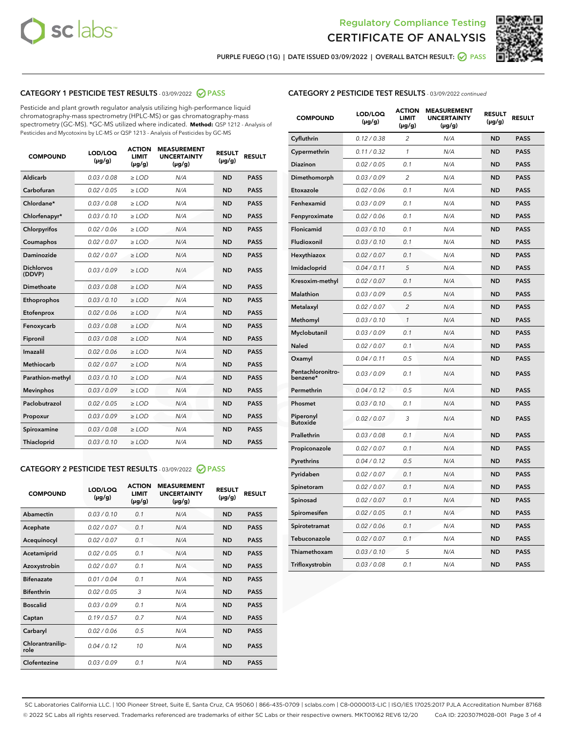# Regulatory Compliance Testing
# CERTIFICATE OF ANALYSIS

PURPLE FUEGO (1G) | DATE ISSUED 03/09/2022 | OVERALL BATCH RESULT: PASS

## CATEGORY 1 PESTICIDE TEST RESULTS - 03/09/2022 PASS

Pesticide and plant growth regulator analysis utilizing high-performance liquid chromatography-mass spectrometry (HPLC-MS) or gas chromatography-mass spectrometry (GC-MS). *GC-MS utilized where indicated. **Method:** QSP 1212 - Analysis of Pesticides and Mycotoxins by LC-MS or QSP 1213 - Analysis of Pesticides by GC-MS

| COMPOUND | LOD/LOQ (µg/g) | ACTION LIMIT (µg/g) | MEASUREMENT UNCERTAINTY (µg/g) | RESULT (µg/g) | RESULT |
|---|---|---|---|---|---|
| Aldicarb | 0.03 / 0.08 | ≥ LOD | N/A | ND | PASS |
| Carbofuran | 0.02 / 0.05 | ≥ LOD | N/A | ND | PASS |
| Chlordane* | 0.03 / 0.08 | ≥ LOD | N/A | ND | PASS |
| Chlorfenapyr* | 0.03 / 0.10 | ≥ LOD | N/A | ND | PASS |
| Chlorpyrifos | 0.02 / 0.06 | ≥ LOD | N/A | ND | PASS |
| Coumaphos | 0.02 / 0.07 | ≥ LOD | N/A | ND | PASS |
| Daminozide | 0.02 / 0.07 | ≥ LOD | N/A | ND | PASS |
| Dichlorvos (DDVP) | 0.03 / 0.09 | ≥ LOD | N/A | ND | PASS |
| Dimethoate | 0.03 / 0.08 | ≥ LOD | N/A | ND | PASS |
| Ethoprophos | 0.03 / 0.10 | ≥ LOD | N/A | ND | PASS |
| Etofenprox | 0.02 / 0.06 | ≥ LOD | N/A | ND | PASS |
| Fenoxycarb | 0.03 / 0.08 | ≥ LOD | N/A | ND | PASS |
| Fipronil | 0.03 / 0.08 | ≥ LOD | N/A | ND | PASS |
| Imazalil | 0.02 / 0.06 | ≥ LOD | N/A | ND | PASS |
| Methiocarb | 0.02 / 0.07 | ≥ LOD | N/A | ND | PASS |
| Parathion-methyl | 0.03 / 0.10 | ≥ LOD | N/A | ND | PASS |
| Mevinphos | 0.03 / 0.09 | ≥ LOD | N/A | ND | PASS |
| Paclobutrazol | 0.02 / 0.05 | ≥ LOD | N/A | ND | PASS |
| Propoxur | 0.03 / 0.09 | ≥ LOD | N/A | ND | PASS |
| Spiroxamine | 0.03 / 0.08 | ≥ LOD | N/A | ND | PASS |
| Thiacloprid | 0.03 / 0.10 | ≥ LOD | N/A | ND | PASS |

## CATEGORY 2 PESTICIDE TEST RESULTS - 03/09/2022 PASS

| COMPOUND | LOD/LOQ (µg/g) | ACTION LIMIT (µg/g) | MEASUREMENT UNCERTAINTY (µg/g) | RESULT (µg/g) | RESULT |
|---|---|---|---|---|---|
| Abamectin | 0.03 / 0.10 | 0.1 | N/A | ND | PASS |
| Acephate | 0.02 / 0.07 | 0.1 | N/A | ND | PASS |
| Acequinocyl | 0.02 / 0.07 | 0.1 | N/A | ND | PASS |
| Acetamiprid | 0.02 / 0.05 | 0.1 | N/A | ND | PASS |
| Azoxystrobin | 0.02 / 0.07 | 0.1 | N/A | ND | PASS |
| Bifenazate | 0.01 / 0.04 | 0.1 | N/A | ND | PASS |
| Bifenthrin | 0.02 / 0.05 | 3 | N/A | ND | PASS |
| Boscalid | 0.03 / 0.09 | 0.1 | N/A | ND | PASS |
| Captan | 0.19 / 0.57 | 0.7 | N/A | ND | PASS |
| Carbaryl | 0.02 / 0.06 | 0.5 | N/A | ND | PASS |
| Chlorantraniliprole | 0.04 / 0.12 | 10 | N/A | ND | PASS |
| Clofentezine | 0.03 / 0.09 | 0.1 | N/A | ND | PASS |
| Cyfluthrin | 0.12 / 0.38 | 2 | N/A | ND | PASS |
| Cypermethrin | 0.11 / 0.32 | 1 | N/A | ND | PASS |
| Diazinon | 0.02 / 0.05 | 0.1 | N/A | ND | PASS |
| Dimethomorph | 0.03 / 0.09 | 2 | N/A | ND | PASS |
| Etoxazole | 0.02 / 0.06 | 0.1 | N/A | ND | PASS |
| Fenhexamid | 0.03 / 0.09 | 0.1 | N/A | ND | PASS |
| Fenpyroximate | 0.02 / 0.06 | 0.1 | N/A | ND | PASS |
| Flonicamid | 0.03 / 0.10 | 0.1 | N/A | ND | PASS |
| Fludioxonil | 0.03 / 0.10 | 0.1 | N/A | ND | PASS |
| Hexythiazox | 0.02 / 0.07 | 0.1 | N/A | ND | PASS |
| Imidacloprid | 0.04 / 0.11 | 5 | N/A | ND | PASS |
| Kresoxim-methyl | 0.02 / 0.07 | 0.1 | N/A | ND | PASS |
| Malathion | 0.03 / 0.09 | 0.5 | N/A | ND | PASS |
| Metalaxyl | 0.02 / 0.07 | 2 | N/A | ND | PASS |
| Methomyl | 0.03 / 0.10 | 1 | N/A | ND | PASS |
| Myclobutanil | 0.03 / 0.09 | 0.1 | N/A | ND | PASS |
| Naled | 0.02 / 0.07 | 0.1 | N/A | ND | PASS |
| Oxamyl | 0.04 / 0.11 | 0.5 | N/A | ND | PASS |
| Pentachloronitrobenzene* | 0.03 / 0.09 | 0.1 | N/A | ND | PASS |
| Permethrin | 0.04 / 0.12 | 0.5 | N/A | ND | PASS |
| Phosmet | 0.03 / 0.10 | 0.1 | N/A | ND | PASS |
| Piperonyl Butoxide | 0.02 / 0.07 | 3 | N/A | ND | PASS |
| Prallethrin | 0.03 / 0.08 | 0.1 | N/A | ND | PASS |
| Propiconazole | 0.02 / 0.07 | 0.1 | N/A | ND | PASS |
| Pyrethrins | 0.04 / 0.12 | 0.5 | N/A | ND | PASS |
| Pyridaben | 0.02 / 0.07 | 0.1 | N/A | ND | PASS |
| Spinetoram | 0.02 / 0.07 | 0.1 | N/A | ND | PASS |
| Spinosad | 0.02 / 0.07 | 0.1 | N/A | ND | PASS |
| Spiromesifen | 0.02 / 0.05 | 0.1 | N/A | ND | PASS |
| Spirotetramat | 0.02 / 0.06 | 0.1 | N/A | ND | PASS |
| Tebuconazole | 0.02 / 0.07 | 0.1 | N/A | ND | PASS |
| Thiamethoxam | 0.03 / 0.10 | 5 | N/A | ND | PASS |
| Trifloxystrobin | 0.03 / 0.08 | 0.1 | N/A | ND | PASS |

SC Laboratories California LLC. | 100 Pioneer Street, Suite E, Santa Cruz, CA 95060 | 866-435-0709 | sclabs.com | C8-0000013-LIC | ISO/IES 17025:2017 PJLA Accreditation Number 87168
© 2022 SC Labs all rights reserved. Trademarks referenced are trademarks of either SC Labs or their respective owners. MKT00162 REV6 12/20 CoA ID: 220307M028-001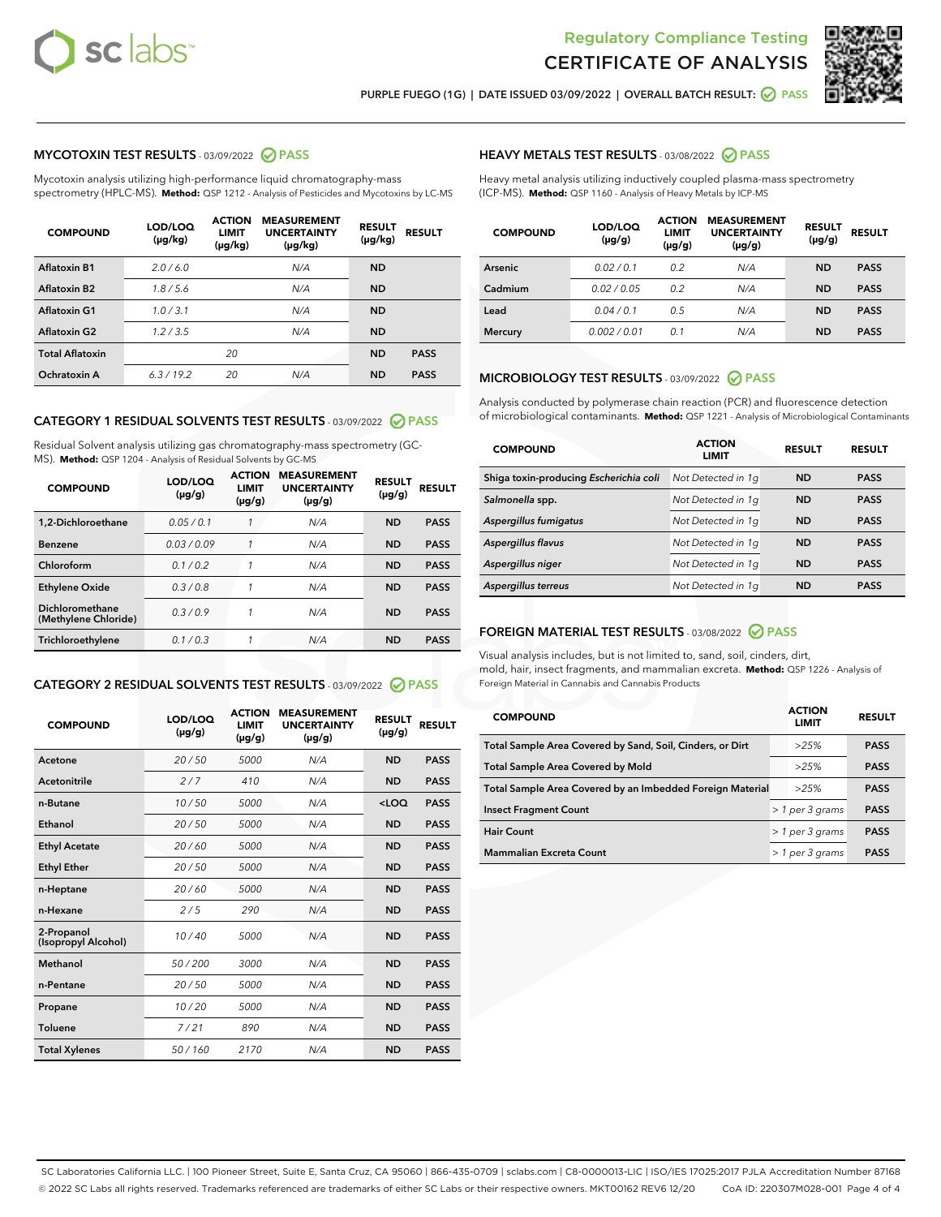Regulatory Compliance Testing

# CERTIFICATE OF ANALYSIS

PURPLE FUEGO (1G) | DATE ISSUED 03/09/2022 | OVERALL BATCH RESULT: PASS

## MYCOTOXIN TEST RESULTS - 03/09/2022 PASS

Mycotoxin analysis utilizing high-performance liquid chromatography-mass spectrometry (HPLC-MS). **Method:** QSP 1212 - Analysis of Pesticides and Mycotoxins by LC-MS

| COMPOUND | LOD/LOQ (μg/kg) | ACTION LIMIT (μg/kg) | MEASUREMENT UNCERTAINTY (μg/kg) | RESULT (μg/kg) | RESULT |
|---|---|---|---|---|---|
| Aflatoxin B1 | 2.0 / 6.0 | | N/A | ND | |
| Aflatoxin B2 | 1.8 / 5.6 | | N/A | ND | |
| Aflatoxin G1 | 1.0 / 3.1 | | N/A | ND | |
| Aflatoxin G2 | 1.2 / 3.5 | | N/A | ND | |
| Total Aflatoxin | | 20 | | ND | PASS |
| Ochratoxin A | 6.3 / 19.2 | 20 | N/A | ND | PASS |

## CATEGORY 1 RESIDUAL SOLVENTS TEST RESULTS - 03/09/2022 PASS

Residual Solvent analysis utilizing gas chromatography-mass spectrometry (GC-MS). **Method:** QSP 1204 - Analysis of Residual Solvents by GC-MS

| COMPOUND | LOD/LOQ (μg/g) | ACTION LIMIT (μg/g) | MEASUREMENT UNCERTAINTY (μg/g) | RESULT (μg/g) | RESULT |
|---|---|---|---|---|---|
| 1,2-Dichloroethane | 0.05 / 0.1 | 1 | N/A | ND | PASS |
| Benzene | 0.03 / 0.09 | 1 | N/A | ND | PASS |
| Chloroform | 0.1 / 0.2 | 1 | N/A | ND | PASS |
| Ethylene Oxide | 0.3 / 0.8 | 1 | N/A | ND | PASS |
| Dichloromethane (Methylene Chloride) | 0.3 / 0.9 | 1 | N/A | ND | PASS |
| Trichloroethylene | 0.1 / 0.3 | 1 | N/A | ND | PASS |

## CATEGORY 2 RESIDUAL SOLVENTS TEST RESULTS - 03/09/2022 PASS

| COMPOUND | LOD/LOQ (μg/g) | ACTION LIMIT (μg/g) | MEASUREMENT UNCERTAINTY (μg/g) | RESULT (μg/g) | RESULT |
|---|---|---|---|---|---|
| Acetone | 20 / 50 | 5000 | N/A | ND | PASS |
| Acetonitrile | 2 / 7 | 410 | N/A | ND | PASS |
| n-Butane | 10 / 50 | 5000 | N/A | <LOQ | PASS |
| Ethanol | 20 / 50 | 5000 | N/A | ND | PASS |
| Ethyl Acetate | 20 / 60 | 5000 | N/A | ND | PASS |
| Ethyl Ether | 20 / 50 | 5000 | N/A | ND | PASS |
| n-Heptane | 20 / 60 | 5000 | N/A | ND | PASS |
| n-Hexane | 2 / 5 | 290 | N/A | ND | PASS |
| 2-Propanol (Isopropyl Alcohol) | 10 / 40 | 5000 | N/A | ND | PASS |
| Methanol | 50 / 200 | 3000 | N/A | ND | PASS |
| n-Pentane | 20 / 50 | 5000 | N/A | ND | PASS |
| Propane | 10 / 20 | 5000 | N/A | ND | PASS |
| Toluene | 7 / 21 | 890 | N/A | ND | PASS |
| Total Xylenes | 50 / 160 | 2170 | N/A | ND | PASS |

## HEAVY METALS TEST RESULTS - 03/08/2022 PASS

Heavy metal analysis utilizing inductively coupled plasma-mass spectrometry (ICP-MS). **Method:** QSP 1160 - Analysis of Heavy Metals by ICP-MS

| COMPOUND | LOD/LOQ (μg/g) | ACTION LIMIT (μg/g) | MEASUREMENT UNCERTAINTY (μg/g) | RESULT (μg/g) | RESULT |
|---|---|---|---|---|---|
| Arsenic | 0.02 / 0.1 | 0.2 | N/A | ND | PASS |
| Cadmium | 0.02 / 0.05 | 0.2 | N/A | ND | PASS |
| Lead | 0.04 / 0.1 | 0.5 | N/A | ND | PASS |
| Mercury | 0.002 / 0.01 | 0.1 | N/A | ND | PASS |

## MICROBIOLOGY TEST RESULTS - 03/09/2022 PASS

Analysis conducted by polymerase chain reaction (PCR) and fluorescence detection of microbiological contaminants. **Method:** QSP 1221 - Analysis of Microbiological Contaminants

| COMPOUND | ACTION LIMIT | RESULT | RESULT |
|---|---|---|---|
| *Shiga toxin-producing Escherichia coli* | Not Detected in 1g | ND | PASS |
| *Salmonella* spp. | Not Detected in 1g | ND | PASS |
| *Aspergillus fumigatus* | Not Detected in 1g | ND | PASS |
| *Aspergillus flavus* | Not Detected in 1g | ND | PASS |
| *Aspergillus niger* | Not Detected in 1g | ND | PASS |
| *Aspergillus terreus* | Not Detected in 1g | ND | PASS |

## FOREIGN MATERIAL TEST RESULTS - 03/08/2022 PASS

Visual analysis includes, but is not limited to, sand, soil, cinders, dirt, mold, hair, insect fragments, and mammalian excreta. **Method:** QSP 1226 - Analysis of Foreign Material in Cannabis and Cannabis Products

| COMPOUND | ACTION LIMIT | RESULT |
|---|---|---|
| Total Sample Area Covered by Sand, Soil, Cinders, or Dirt | >25% | PASS |
| Total Sample Area Covered by Mold | >25% | PASS |
| Total Sample Area Covered by an Imbedded Foreign Material | >25% | PASS |
| Insect Fragment Count | > 1 per 3 grams | PASS |
| Hair Count | > 1 per 3 grams | PASS |
| Mammalian Excreta Count | > 1 per 3 grams | PASS |

SC Laboratories California LLC. | 100 Pioneer Street, Suite E, Santa Cruz, CA 95060 | 866-435-0709 | sclabs.com | C8-0000013-LIC | ISO/IES 17025:2017 PJLA Accreditation Number 87168
© 2022 SC Labs all rights reserved. Trademarks referenced are trademarks of either SC Labs or their respective owners. MKT00162 REV6 12/20 CoA ID: 220307M028-001